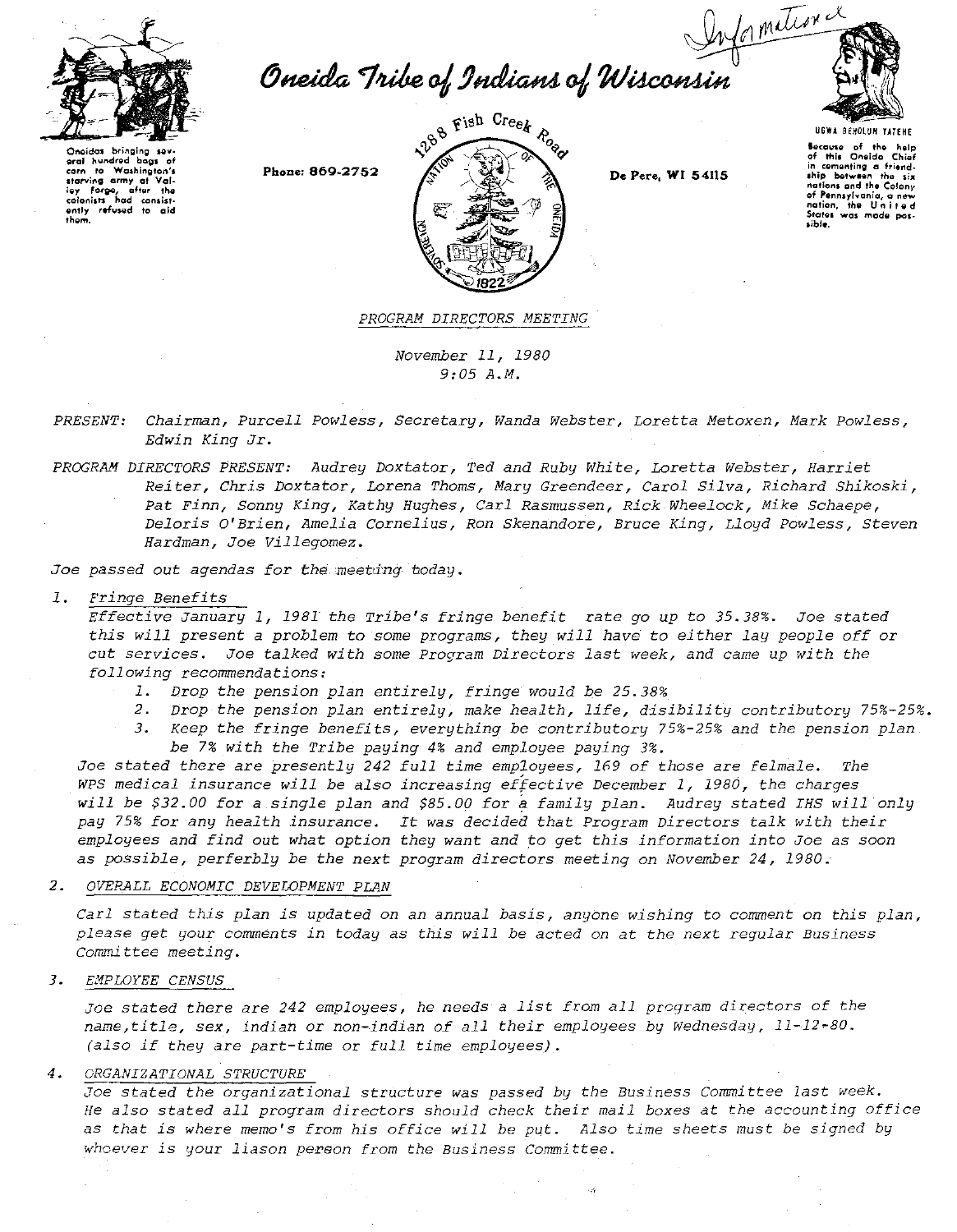Informational

# Oneida Tribe of Indians of Wisconsin

Oneidas bringing several hundred bags of corn to Washington's starving army at Valley Forge, after the colonists had consistently refused to aid them.

Phone: 869-2752

1288 Fish Creek Road

De Pere, WI 54115

UGWA DEHOLUN YATEHE

Because of the help of this Oneida Chief in cementing a friendship between the six nations and the Colony of Pennsylvania, a new nation, the United States was made possible.

*PROGRAM DIRECTORS MEETING*

*November 11, 1980*
*9:05 A.M.*

*PRESENT:* *Chairman, Purcell Powless, Secretary, Wanda Webster, Loretta Metoxen, Mark Powless, Edwin King Jr.*

*PROGRAM DIRECTORS PRESENT:* *Audrey Doxtator, Ted and Ruby White, Loretta Webster, Harriet Reiter, Chris Doxtator, Lorena Thoms, Mary Greendeer, Carol Silva, Richard Shikoski, Pat Finn, Sonny King, Kathy Hughes, Carl Rasmussen, Rick Wheelock, Mike Schaepe, Deloris O'Brien, Amelia Cornelius, Ron Skenandore, Bruce King, Lloyd Powless, Steven Hardman, Joe Villegomez.*

*Joe passed out agendas for the meeting today.*

1. *Fringe Benefits*
   *Effective January 1, 1981 the Tribe's fringe benefit rate go up to 35.38%. Joe stated this will present a problem to some programs, they will have to either lay people off or cut services. Joe talked with some Program Directors last week, and came up with the following recommendations:*
   1. *Drop the pension plan entirely, fringe would be 25.38%*
   2. *Drop the pension plan entirely, make health, life, disibility contributory 75%-25%.*
   3. *Keep the fringe benefits, everything be contributory 75%-25% and the pension plan be 7% with the Tribe paying 4% and employee paying 3%.*

   *Joe stated there are presently 242 full time employees, 169 of those are felmale. The WPS medical insurance will be also increasing effective December 1, 1980, the charges will be $32.00 for a single plan and $85.00 for a family plan. Audrey stated IHS will only pay 75% for any health insurance. It was decided that Program Directors talk with their employees and find out what option they want and to get this information into Joe as soon as possible, perferbly be the next program directors meeting on November 24, 1980.*

2. *OVERALL ECONOMIC DEVELOPMENT PLAN*

   *Carl stated this plan is updated on an annual basis, anyone wishing to comment on this plan, please get your comments in today as this will be acted on at the next regular Business Committee meeting.*

3. *EMPLOYEE CENSUS*

   *Joe stated there are 242 employees, he needs a list from all program directors of the name, title, sex, indian or non-indian of all their employees by Wednesday, 11-12-80. (also if they are part-time or full time employees).*

4. *ORGANIZATIONAL STRUCTURE*
   *Joe stated the organizational structure was passed by the Business Committee last week. He also stated all program directors should check their mail boxes at the accounting office as that is where memo's from his office will be put. Also time sheets must be signed by whoever is your liason person from the Business Committee.*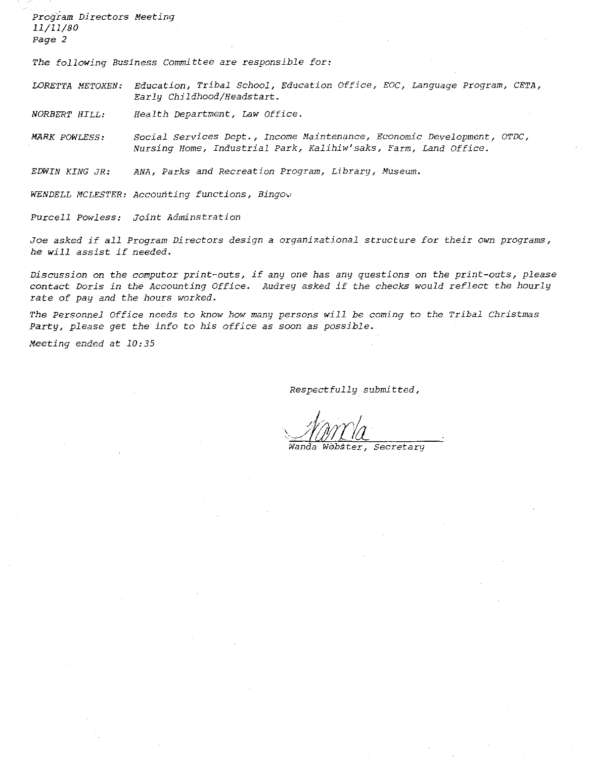The following Business Committee are responsible for:

LORETTA METOXEN: Education, Tribal School, Education Office, EOC, Language Program, CETA, Early Childhood/Headstart.

NORBERT HILL: Health Department, Law Office.

MARK POWLESS: Social Services Dept., Income Maintenance, Economic Development, OTDC, Nursing Home, Industrial Park, Kalihiw'saks, Farm, Land Office.

EDWIN KING JR: ANA, Parks and Recreation Program, Library, Museum.

WENDELL MCLESTER: Accounting functions, Bingo.

Purcell Powless: Joint Adminstration

Joe asked if all Program Directors design a organizational structure for their own programs, he will assist if needed.

Discussion on the computor print-outs, if any one has any questions on the print-outs, please contact Doris in the Accounting Office. Audrey asked if the checks would reflect the hourly rate of pay and the hours worked.

The Personnel Office needs to know how many persons will be coming to the Tribal Christmas Party, please get the info to his office as soon as possible.

Meeting ended at 10:35

Respectfully submitted,

Wanda

Wanda Webster, Secretary